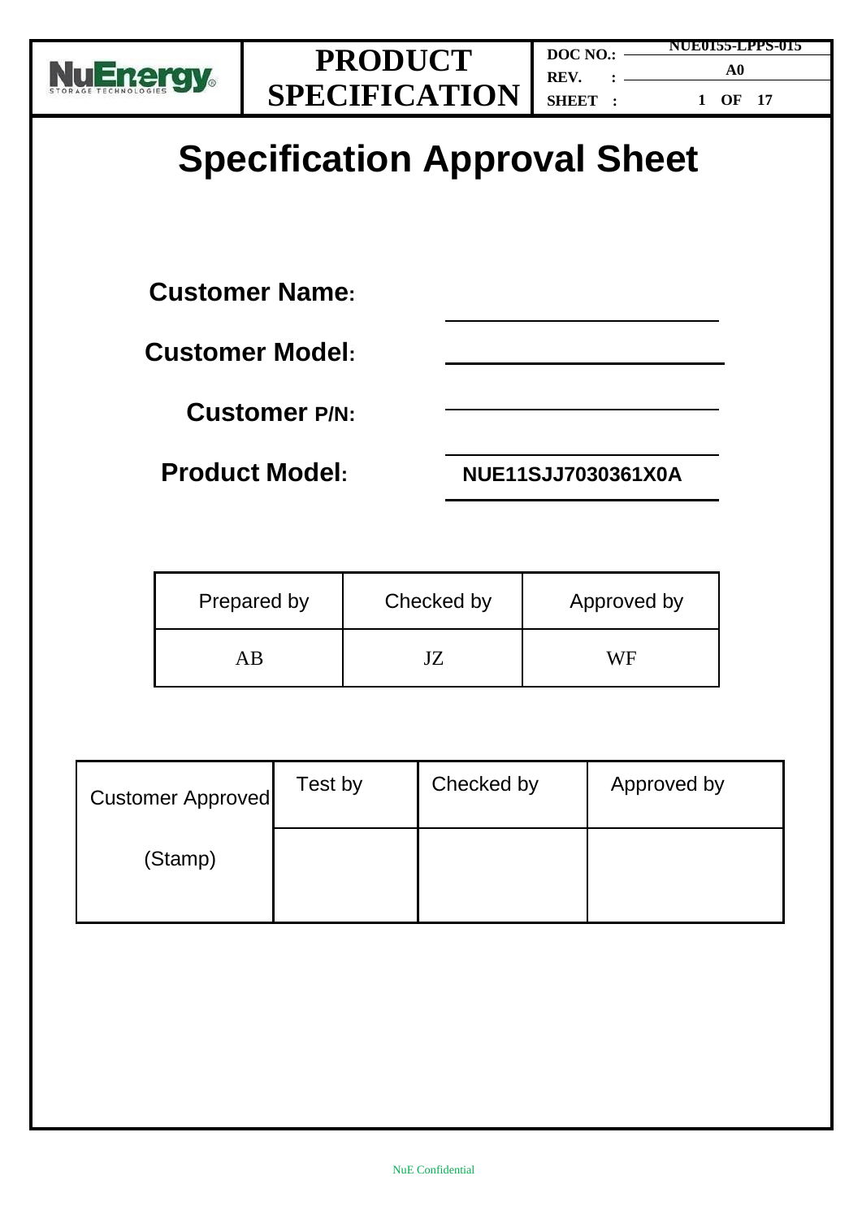# Specification Approval Sheet

**Customer Name:** ______________________

**Customer Model:** ______________________

**Customer P/N:** ______________________

**Product Model:** NUE11SJJ7030361X0A

| Prepared by | Checked by | Approved by |
|---|---|---|
| AB | JZ | WF |

| Customer Approved (Stamp) | Test by | Checked by | Approved by |
|---|---|---|---|
| | | | |

NuE Confidential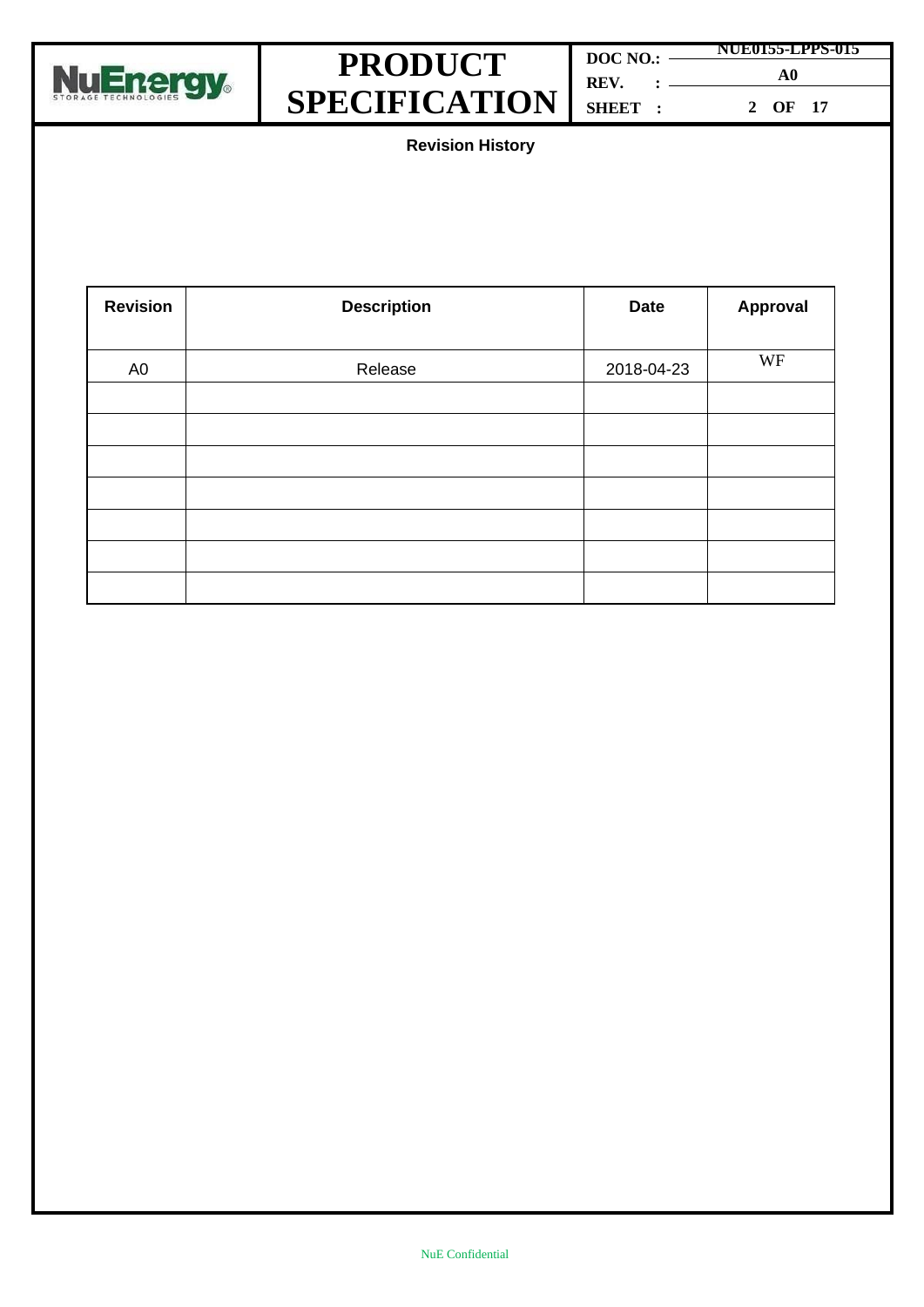## Revision History

| Revision | Description | Date | Approval |
|---|---|---|---|
| A0 | Release | 2018-04-23 | WF |
| | | | |
| | | | |
| | | | |
| | | | |
| | | | |
| | | | |
| | | | |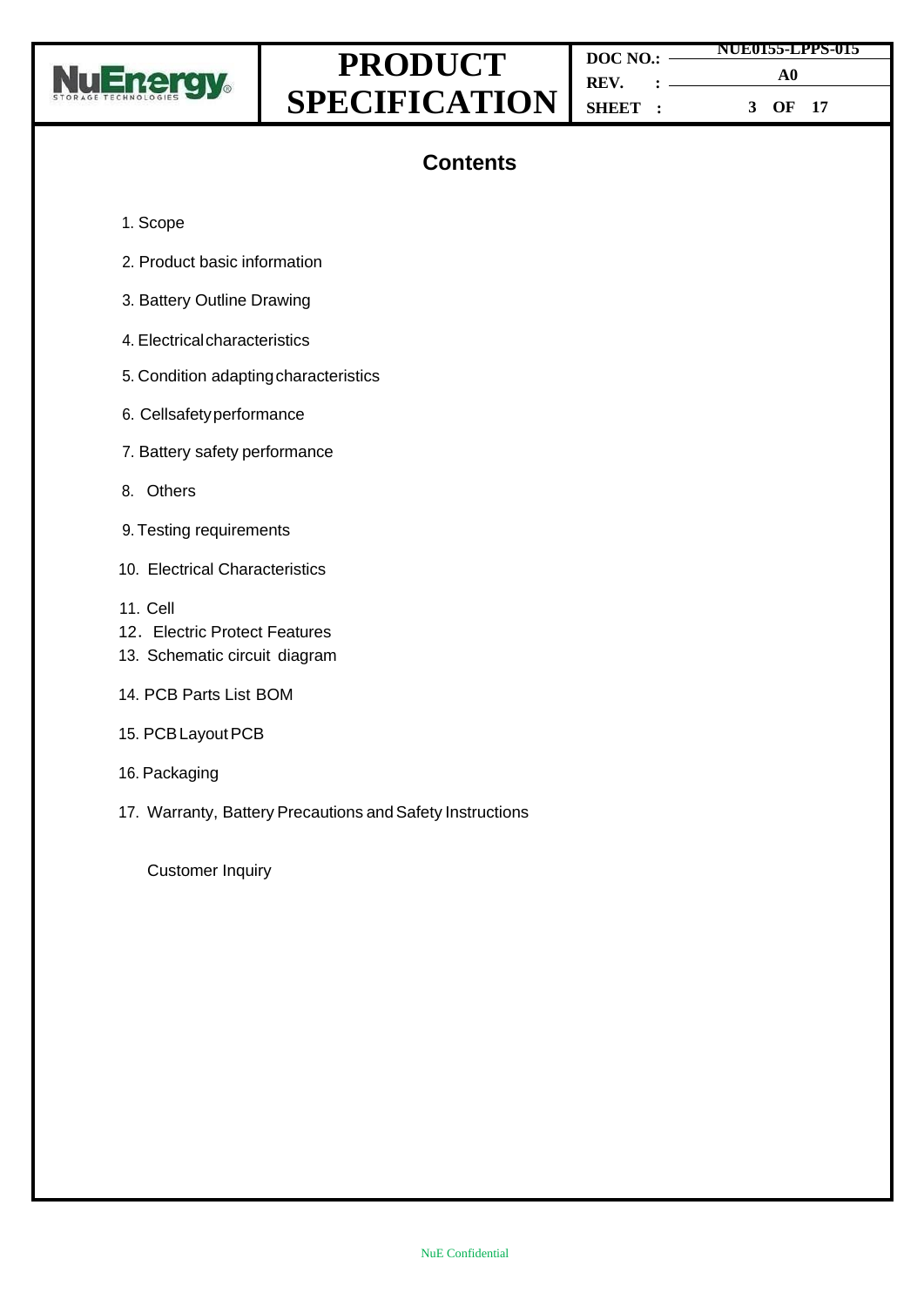# Contents

1. Scope
2. Product basic information
3. Battery Outline Drawing
4. Electrical characteristics
5. Condition adapting characteristics
6. Cellsafety performance
7. Battery safety performance
8. Others
9. Testing requirements
10. Electrical Characteristics
11. Cell
12. Electric Protect Features
13. Schematic circuit diagram
14. PCB Parts List BOM
15. PCB Layout PCB
16. Packaging
17. Warranty, Battery Precautions and Safety Instructions

Customer Inquiry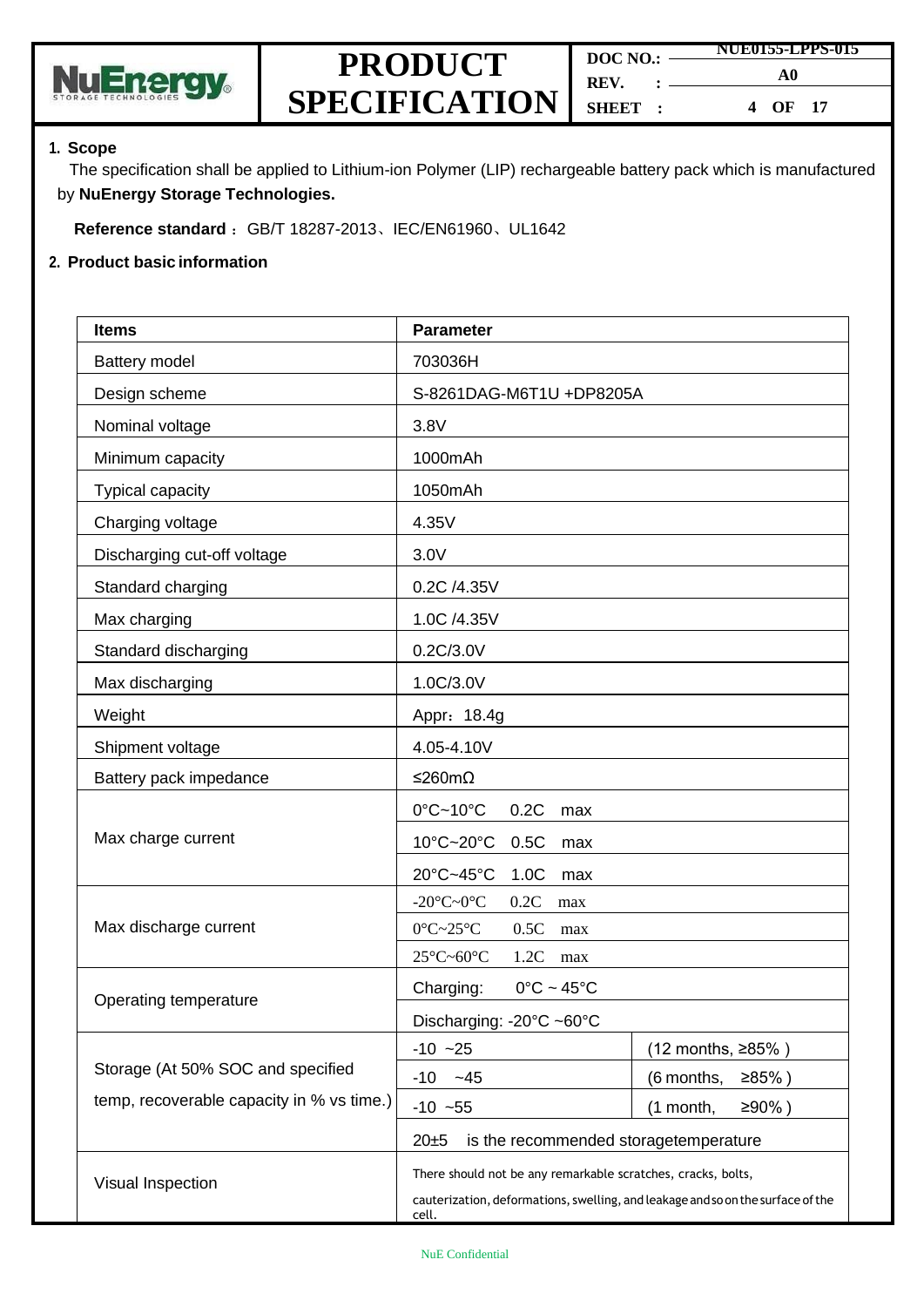## 1. Scope

The specification shall be applied to Lithium-ion Polymer (LIP) rechargeable battery pack which is manufactured by **NuEnergy Storage Technologies.**

**Reference standard**：GB/T 18287-2013、IEC/EN61960、UL1642

## 2. Product basic information

| Items | Parameter | |
|---|---|---|
| Battery model | 703036H | |
| Design scheme | S-8261DAG-M6T1U +DP8205A | |
| Nominal voltage | 3.8V | |
| Minimum capacity | 1000mAh | |
| Typical capacity | 1050mAh | |
| Charging voltage | 4.35V | |
| Discharging cut-off voltage | 3.0V | |
| Standard charging | 0.2C /4.35V | |
| Max charging | 1.0C /4.35V | |
| Standard discharging | 0.2C/3.0V | |
| Max discharging | 1.0C/3.0V | |
| Weight | Appr：18.4g | |
| Shipment voltage | 4.05-4.10V | |
| Battery pack impedance | ≤260mΩ | |
| Max charge current | 0°C~10°C 0.2C max | |
| | 10°C~20°C 0.5C max | |
| | 20°C~45°C 1.0C max | |
| Max discharge current | -20°C~0°C 0.2C max | |
| | 0°C~25°C 0.5C max | |
| | 25°C~60°C 1.2C max | |
| Operating temperature | Charging: 0°C ~ 45°C | |
| | Discharging: -20°C ~60°C | |
| Storage (At 50% SOC and specified temp, recoverable capacity in % vs time.) | -10 ~25 | (12 months, ≥85% ) |
| | -10 ~45 | (6 months, ≥85% ) |
| | -10 ~55 | (1 month, ≥90% ) |
| | 20±5 is the recommended storagetemperature | |
| Visual Inspection | There should not be any remarkable scratches, cracks, bolts, cauterization, deformations, swelling, and leakage and so on the surface of the cell. | |

NuE Confidential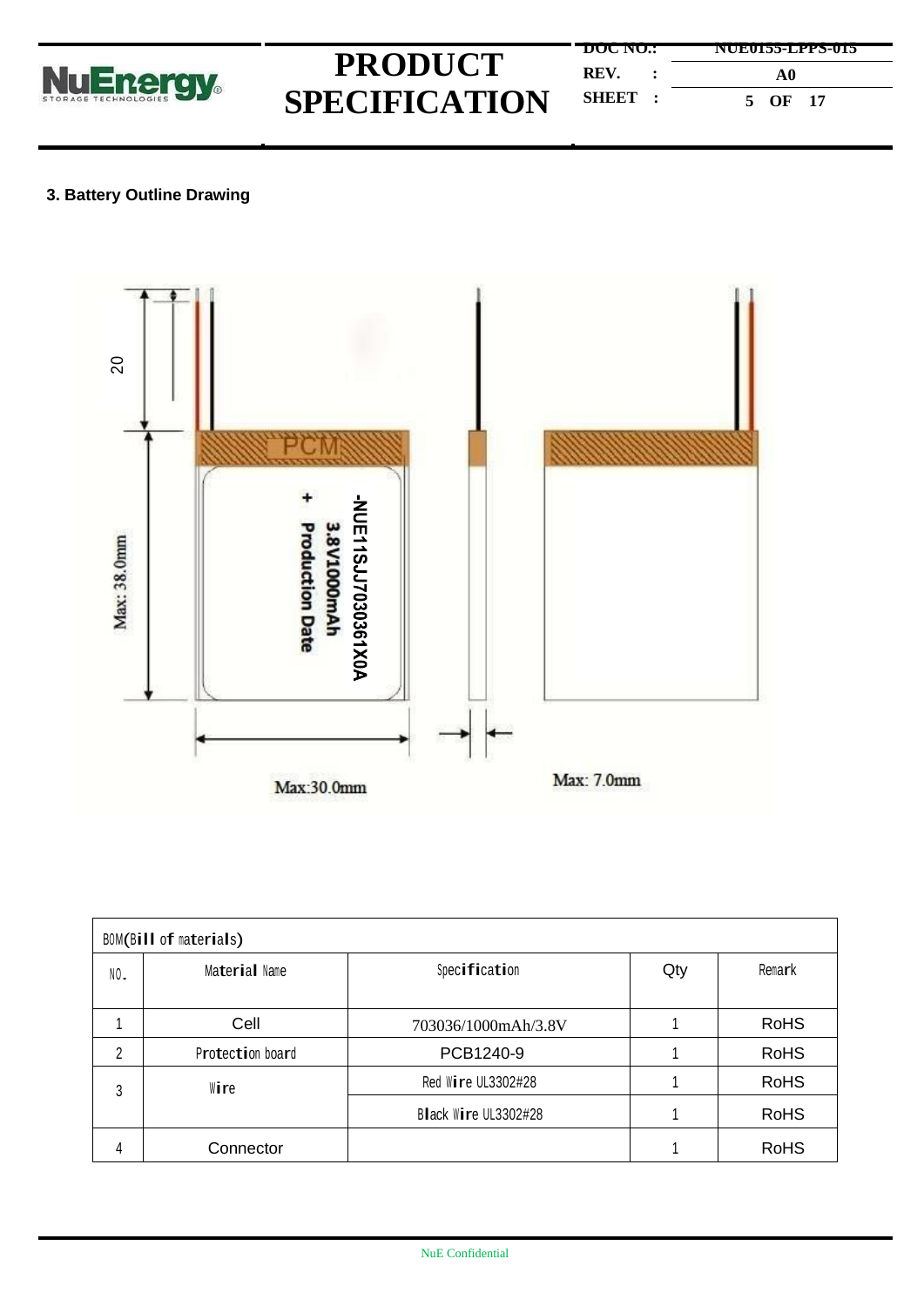## 3. Battery Outline Drawing

20

Max: 38.0mm

PCM

-NUE11SJJ7030361X0A
3.8V1000mAh
+ Production Date

Max:30.0mm

Max: 7.0mm

| BOM(Bill of materials) | | | | |
|---|---|---|---|---|
| NO. | Material Name | Specification | Qty | Remark |
| 1 | Cell | 703036/1000mAh/3.8V | 1 | RoHS |
| 2 | Protection board | PCB1240-9 | 1 | RoHS |
| 3 | Wire | Red Wire UL3302#28 | 1 | RoHS |
| | | Black Wire UL3302#28 | 1 | RoHS |
| 4 | Connector | | 1 | RoHS |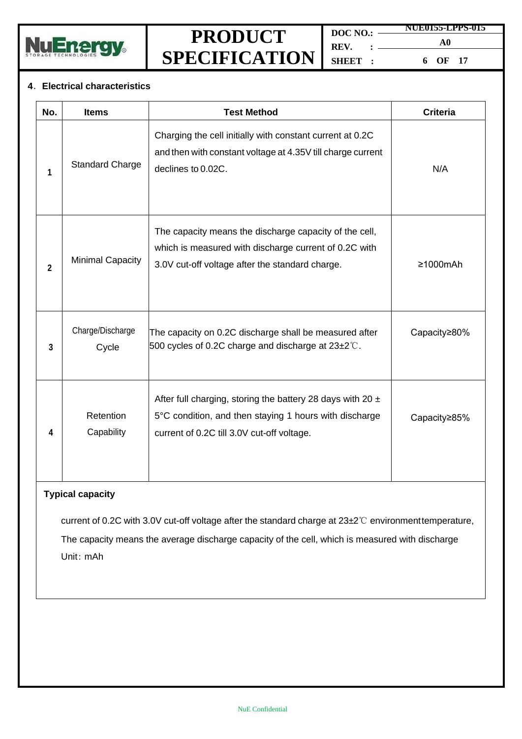## 4. Electrical characteristics

| No. | Items | Test Method | Criteria |
|---|---|---|---|
| 1 | Standard Charge | Charging the cell initially with constant current at 0.2C and then with constant voltage at 4.35V till charge current declines to 0.02C. | N/A |
| 2 | Minimal Capacity | The capacity means the discharge capacity of the cell, which is measured with discharge current of 0.2C with 3.0V cut-off voltage after the standard charge. | ≥1000mAh |
| 3 | Charge/Discharge Cycle | The capacity on 0.2C discharge shall be measured after 500 cycles of 0.2C charge and discharge at 23±2℃. | Capacity≥80% |
| 4 | Retention Capability | After full charging, storing the battery 28 days with 20 ± 5°C condition, and then staying 1 hours with discharge current of 0.2C till 3.0V cut-off voltage. | Capacity≥85% |

**Typical capacity**

current of 0.2C with 3.0V cut-off voltage after the standard charge at 23±2℃ environment temperature,

The capacity means the average discharge capacity of the cell, which is measured with discharge

Unit：mAh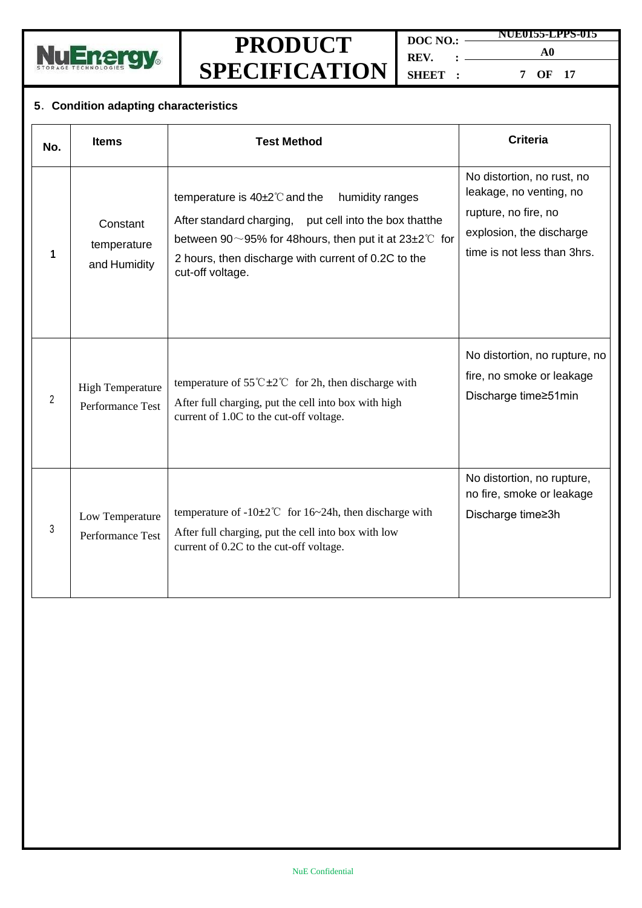## 5. Condition adapting characteristics

| No. | Items | Test Method | Criteria |
|---|---|---|---|
| 1 | Constant temperature and Humidity | temperature is 40±2℃ and the humidity ranges After standard charging, put cell into the box thatthe between 90～95% for 48hours, then put it at 23±2℃ for 2 hours, then discharge with current of 0.2C to the cut-off voltage. | No distortion, no rust, no leakage, no venting, no rupture, no fire, no explosion, the discharge time is not less than 3hrs. |
| 2 | High Temperature Performance Test | temperature of 55℃±2℃ for 2h, then discharge with After full charging, put the cell into box with high current of 1.0C to the cut-off voltage. | No distortion, no rupture, no fire, no smoke or leakage Discharge time≥51min |
| 3 | Low Temperature Performance Test | temperature of -10±2℃ for 16~24h, then discharge with After full charging, put the cell into box with low current of 0.2C to the cut-off voltage. | No distortion, no rupture, no fire, smoke or leakage Discharge time≥3h |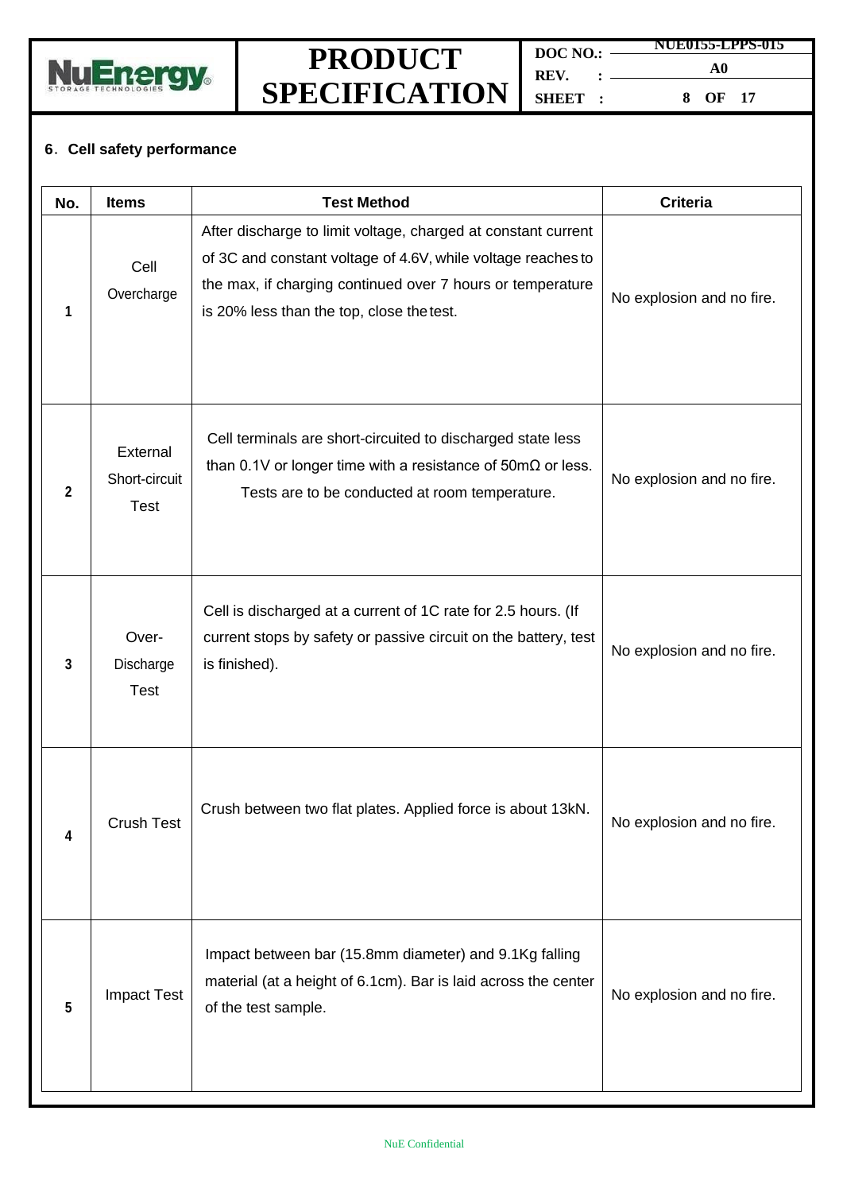## 6. Cell safety performance

| No. | Items | Test Method | Criteria |
| --- | --- | --- | --- |
| 1 | Cell Overcharge | After discharge to limit voltage, charged at constant current of 3C and constant voltage of 4.6V, while voltage reaches to the max, if charging continued over 7 hours or temperature is 20% less than the top, close the test. | No explosion and no fire. |
| 2 | External Short-circuit Test | Cell terminals are short-circuited to discharged state less than 0.1V or longer time with a resistance of 50mΩ or less. Tests are to be conducted at room temperature. | No explosion and no fire. |
| 3 | Over-Discharge Test | Cell is discharged at a current of 1C rate for 2.5 hours. (If current stops by safety or passive circuit on the battery, test is finished). | No explosion and no fire. |
| 4 | Crush Test | Crush between two flat plates. Applied force is about 13kN. | No explosion and no fire. |
| 5 | Impact Test | Impact between bar (15.8mm diameter) and 9.1Kg falling material (at a height of 6.1cm). Bar is laid across the center of the test sample. | No explosion and no fire. |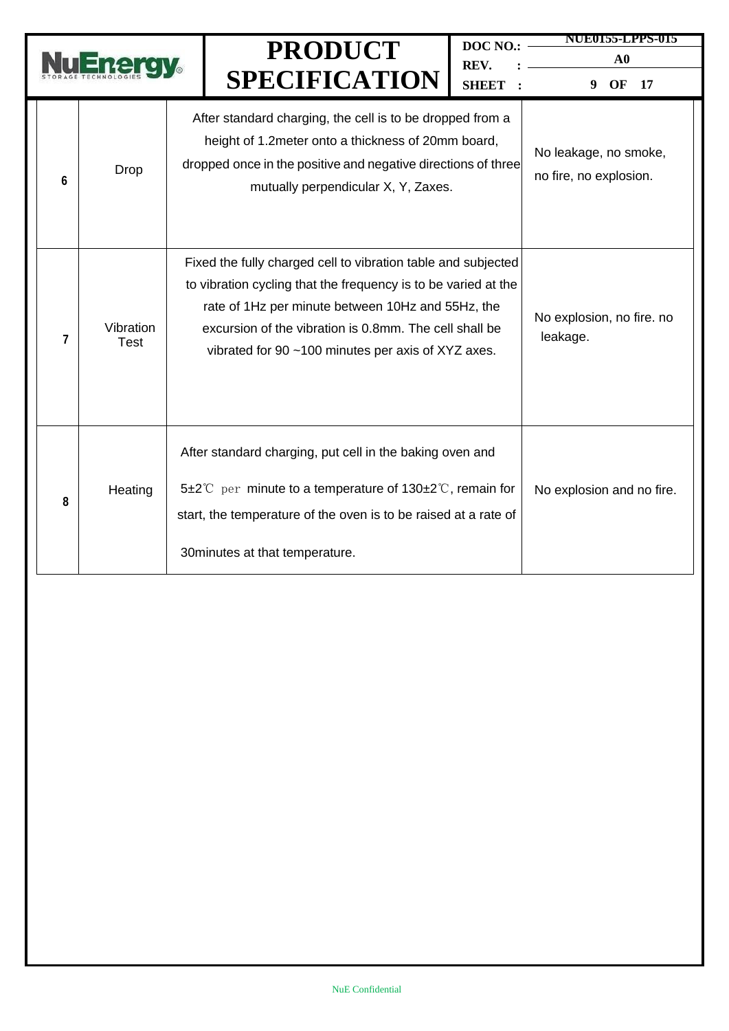| | | | |
|---|---|---|---|
| 6 | Drop | After standard charging, the cell is to be dropped from a height of 1.2meter onto a thickness of 20mm board, dropped once in the positive and negative directions of three mutually perpendicular X, Y, Zaxes. | No leakage, no smoke, no fire, no explosion. |
| 7 | Vibration Test | Fixed the fully charged cell to vibration table and subjected to vibration cycling that the frequency is to be varied at the rate of 1Hz per minute between 10Hz and 55Hz, the excursion of the vibration is 0.8mm. The cell shall be vibrated for 90 ~100 minutes per axis of XYZ axes. | No explosion, no fire. no leakage. |
| 8 | Heating | After standard charging, put cell in the baking oven and 5±2℃ per minute to a temperature of 130±2℃, remain for start, the temperature of the oven is to be raised at a rate of 30minutes at that temperature. | No explosion and no fire. |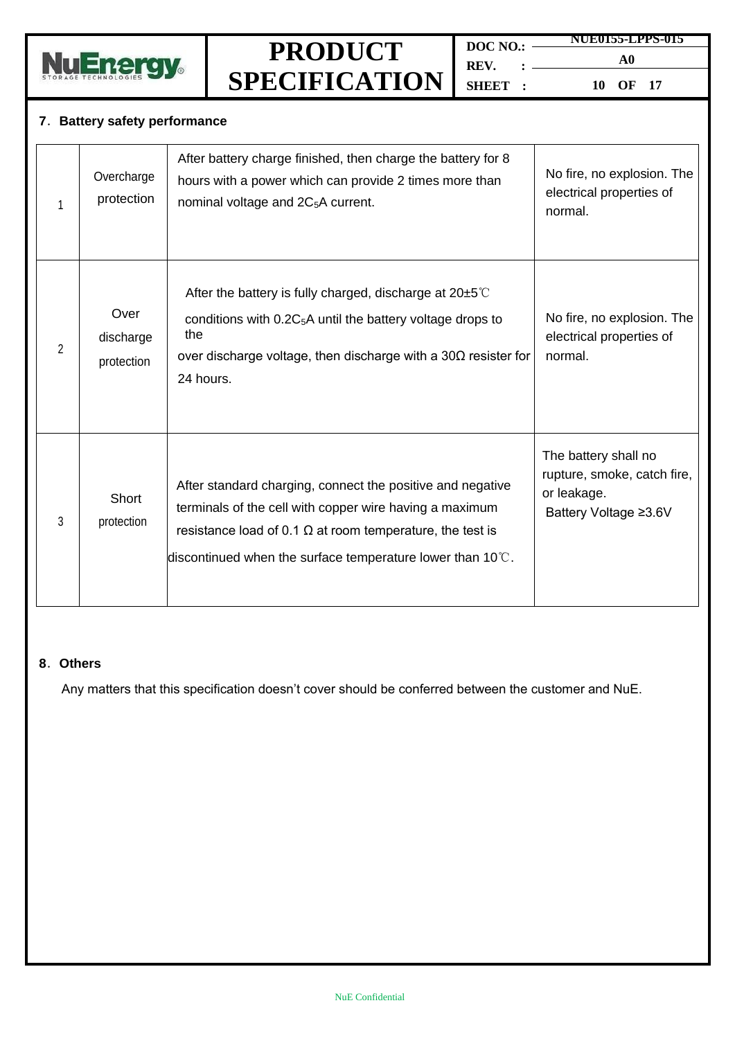## 7. Battery safety performance

| | | | |
|---|---|---|---|
| 1 | Overcharge protection | After battery charge finished, then charge the battery for 8 hours with a power which can provide 2 times more than nominal voltage and $2C_5$A current. | No fire, no explosion. The electrical properties of normal. |
| 2 | Over discharge protection | After the battery is fully charged, discharge at 20±5℃ conditions with $0.2C_5$A until the battery voltage drops to the over discharge voltage, then discharge with a 30Ω resister for 24 hours. | No fire, no explosion. The electrical properties of normal. |
| 3 | Short protection | After standard charging, connect the positive and negative terminals of the cell with copper wire having a maximum resistance load of 0.1 Ω at room temperature, the test is discontinued when the surface temperature lower than 10℃. | The battery shall no rupture, smoke, catch fire, or leakage. Battery Voltage ≥3.6V |

## 8. Others

Any matters that this specification doesn't cover should be conferred between the customer and NuE.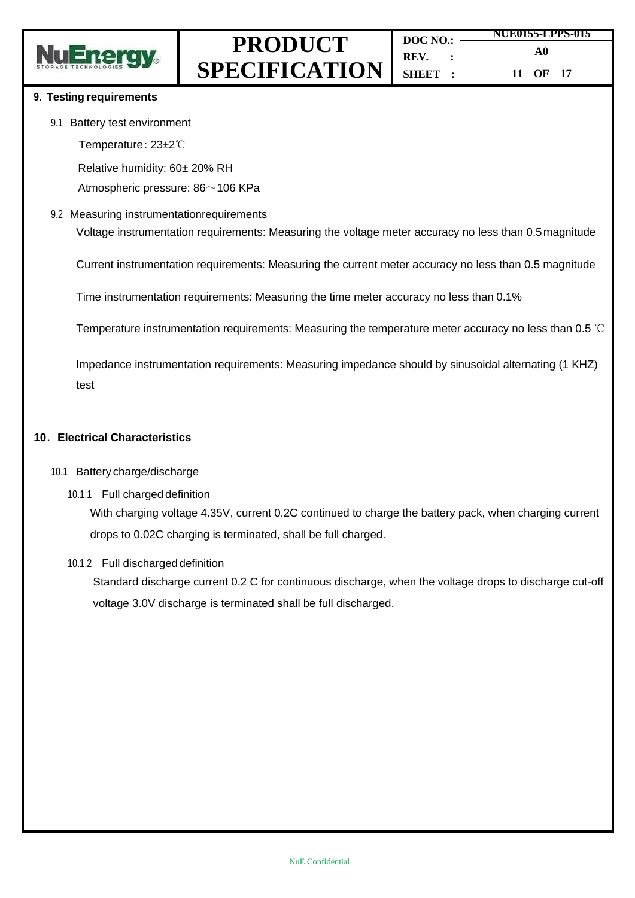## 9. Testing requirements

9.1 Battery test environment

Temperature：23±2℃

Relative humidity: 60± 20% RH

Atmospheric pressure: 86～106 KPa

9.2 Measuring instrumentationrequirements

Voltage instrumentation requirements: Measuring the voltage meter accuracy no less than 0.5 magnitude

Current instrumentation requirements: Measuring the current meter accuracy no less than 0.5 magnitude

Time instrumentation requirements: Measuring the time meter accuracy no less than 0.1%

Temperature instrumentation requirements: Measuring the temperature meter accuracy no less than 0.5 ℃

Impedance instrumentation requirements: Measuring impedance should by sinusoidal alternating (1 KHZ) test

## 10. Electrical Characteristics

10.1 Battery charge/discharge

10.1.1 Full charged definition

With charging voltage 4.35V, current 0.2C continued to charge the battery pack, when charging current drops to 0.02C charging is terminated, shall be full charged.

10.1.2 Full discharged definition

Standard discharge current 0.2 C for continuous discharge, when the voltage drops to discharge cut-off voltage 3.0V discharge is terminated shall be full discharged.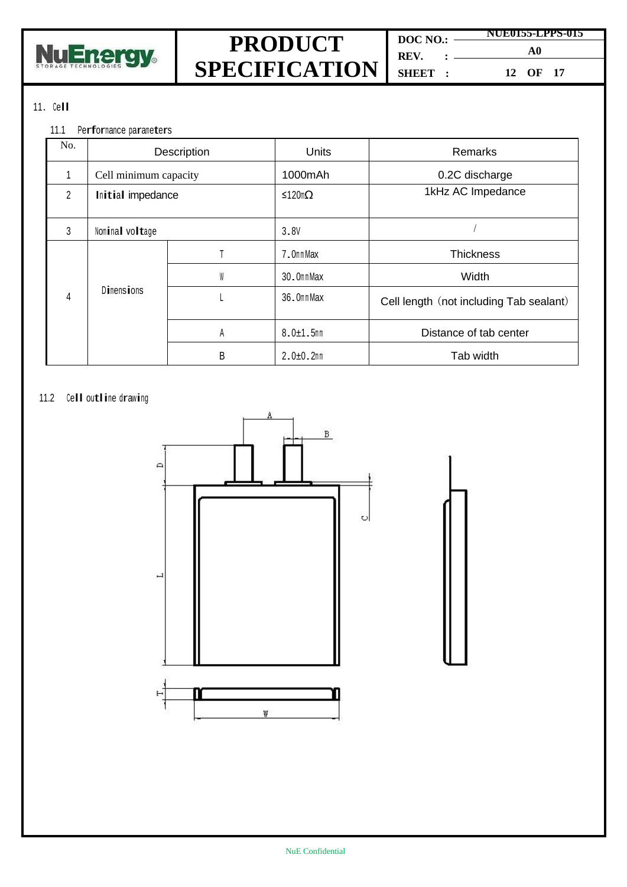## 11. Cell

### 11.1 Performance parameters

| No. | Description | | Units | Remarks |
|---|---|---|---|---|
| 1 | Cell minimum capacity | | 1000mAh | 0.2C discharge |
| 2 | Initial impedance | | ≤120mΩ | 1kHz AC Impedance |
| 3 | Nominal voltage | | 3.8V | / |
| 4 | Dimensions | T | 7.0mmMax | Thickness |
| | | W | 30.0mmMax | Width |
| | | L | 36.0mmMax | Cell length（not including Tab sealant） |
| | | A | 8.0±1.5mm | Distance of tab center |
| | | B | 2.0±0.2mm | Tab width |

### 11.2 Cell outline drawing

A
B
D
C
L
T
W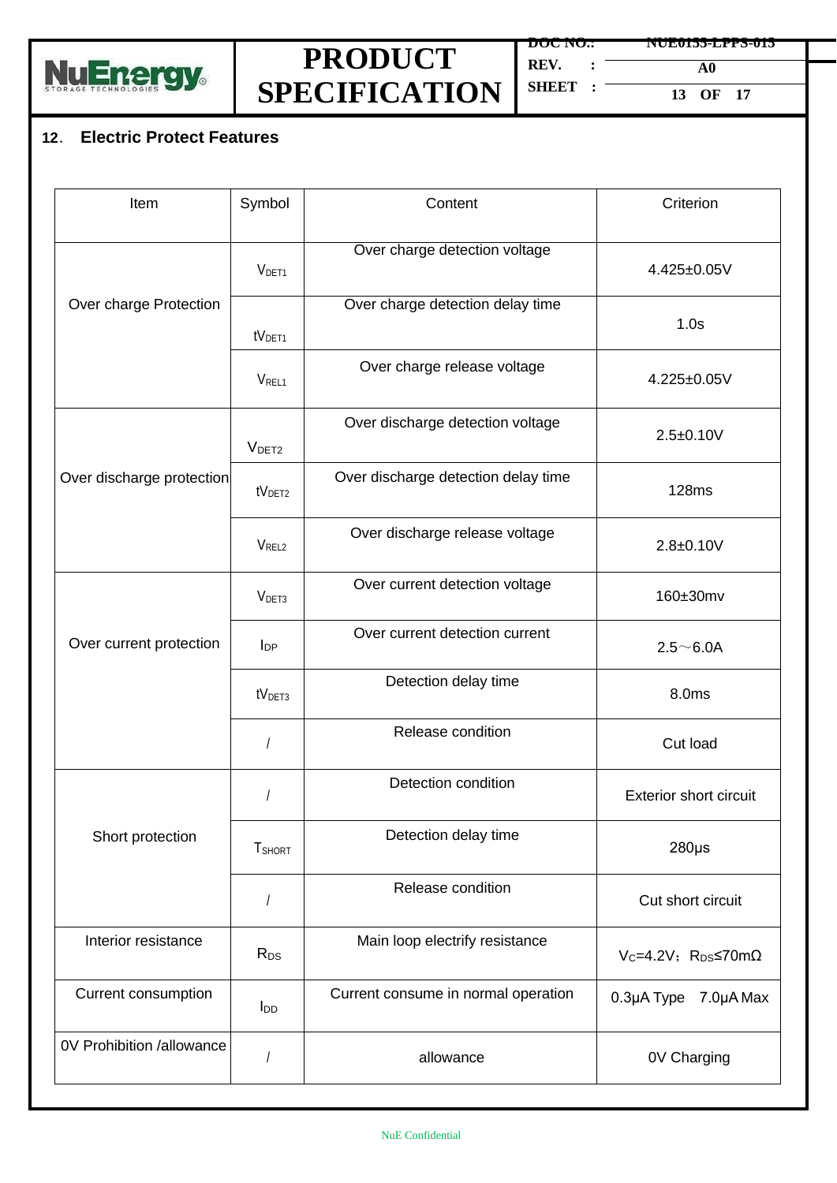## 12. Electric Protect Features

| Item | Symbol | Content | Criterion |
|---|---|---|---|
| Over charge Protection | $V_{DET1}$ | Over charge detection voltage | 4.425±0.05V |
| | $tV_{DET1}$ | Over charge detection delay time | 1.0s |
| | $V_{REL1}$ | Over charge release voltage | 4.225±0.05V |
| Over discharge protection | $V_{DET2}$ | Over discharge detection voltage | 2.5±0.10V |
| | $tV_{DET2}$ | Over discharge detection delay time | 128ms |
| | $V_{REL2}$ | Over discharge release voltage | 2.8±0.10V |
| Over current protection | $V_{DET3}$ | Over current detection voltage | 160±30mv |
| | $I_{DP}$ | Over current detection current | 2.5～6.0A |
| | $tV_{DET3}$ | Detection delay time | 8.0ms |
| | / | Release condition | Cut load |
| Short protection | / | Detection condition | Exterior short circuit |
| | $T_{SHORT}$ | Detection delay time | 280μs |
| | / | Release condition | Cut short circuit |
| Interior resistance | $R_{DS}$ | Main loop electrify resistance | $V_C$=4.2V；$R_{DS}$≤70mΩ |
| Current consumption | $I_{DD}$ | Current consume in normal operation | 0.3μA Type 7.0μA Max |
| 0V Prohibition /allowance | / | allowance | 0V Charging |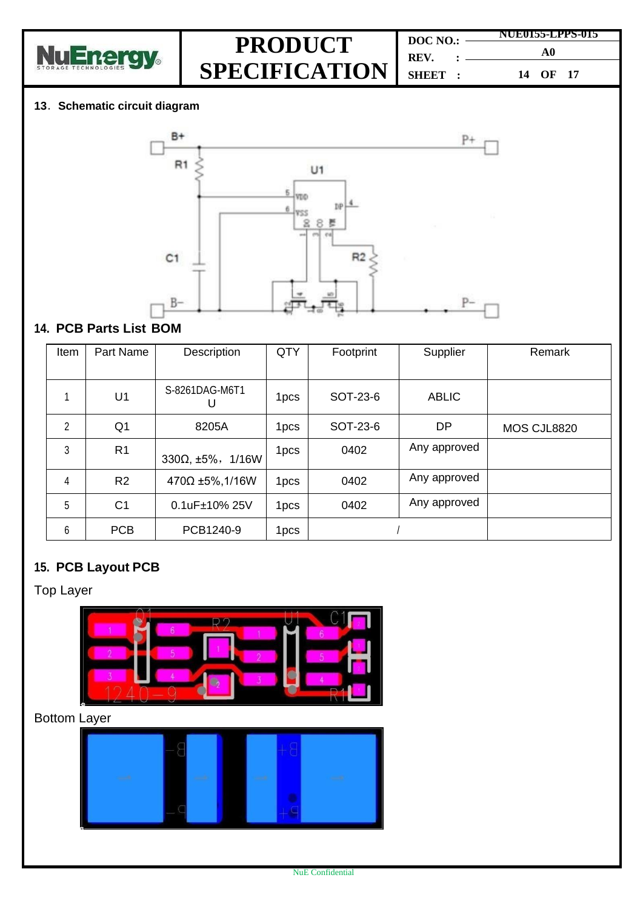## 13. Schematic circuit diagram

B+
P+
R1
U1
VDD
VSS
DP
C1
R2
B-
P-

## 14. PCB Parts List BOM

| Item | Part Name | Description | QTY | Footprint | Supplier | Remark |
|---|---|---|---|---|---|---|
| 1 | U1 | S-8261DAG-M6T1U | 1pcs | SOT-23-6 | ABLIC | |
| 2 | Q1 | 8205A | 1pcs | SOT-23-6 | DP | MOS CJL8820 |
| 3 | R1 | 330Ω, ±5%，1/16W | 1pcs | 0402 | Any approved | |
| 4 | R2 | 470Ω ±5%,1/16W | 1pcs | 0402 | Any approved | |
| 5 | C1 | 0.1uF±10% 25V | 1pcs | 0402 | Any approved | |
| 6 | PCB | PCB1240-9 | 1pcs | / | | |

## 15. PCB Layout PCB

Top Layer

Q1 R2 U1 C1
1240-9 R1

Bottom Layer

-B +B
-P +P

NuE Confidential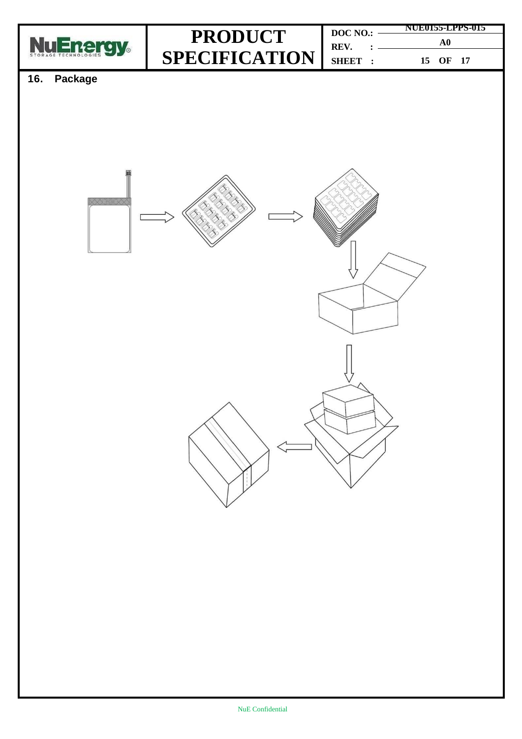## 16. Package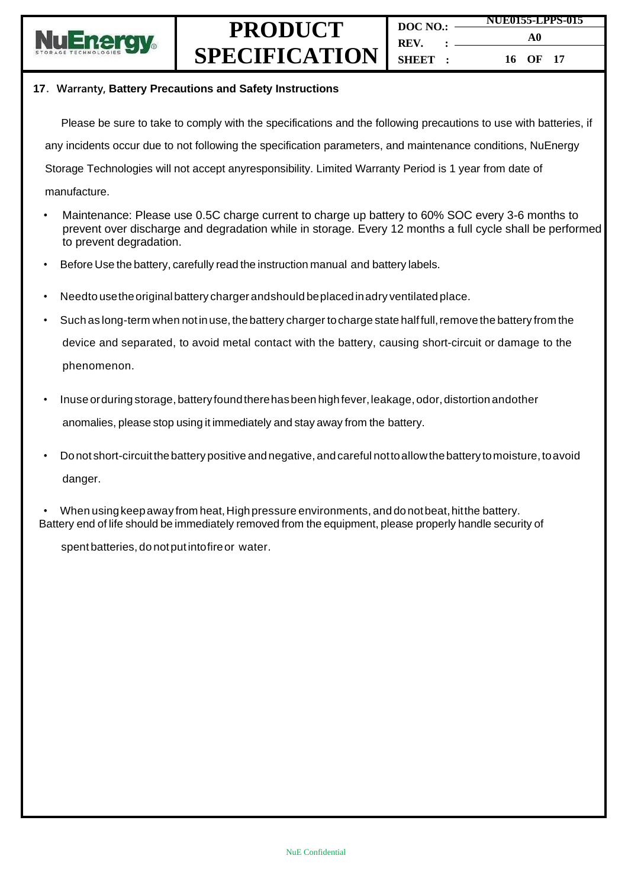## 17. Warranty, Battery Precautions and Safety Instructions

Please be sure to take to comply with the specifications and the following precautions to use with batteries, if any incidents occur due to not following the specification parameters, and maintenance conditions, NuEnergy Storage Technologies will not accept anyresponsibility. Limited Warranty Period is 1 year from date of manufacture.

- Maintenance: Please use 0.5C charge current to charge up battery to 60% SOC every 3-6 months to prevent over discharge and degradation while in storage. Every 12 months a full cycle shall be performed to prevent degradation.
- Before Use the battery, carefully read the instruction manual and battery labels.
- Needto usethe original battery charger andshould beplaced inadry ventilated place.
- Such as long-term when not in use, the battery charger to charge state half full, remove the battery from the device and separated, to avoid metal contact with the battery, causing short-circuit or damage to the phenomenon.
- Inuse or during storage, battery found there has been high fever, leakage, odor, distortion andother anomalies, please stop using it immediately and stay away from the battery.
- Do not short-circuit the battery positive and negative, and careful not to allow the battery to moisture, to avoid danger.
- When using keep away from heat, High pressure environments, and do not beat, hit the battery.

Battery end of life should be immediately removed from the equipment, please properly handle security of spent batteries, do not put into fire or water.

NuE Confidential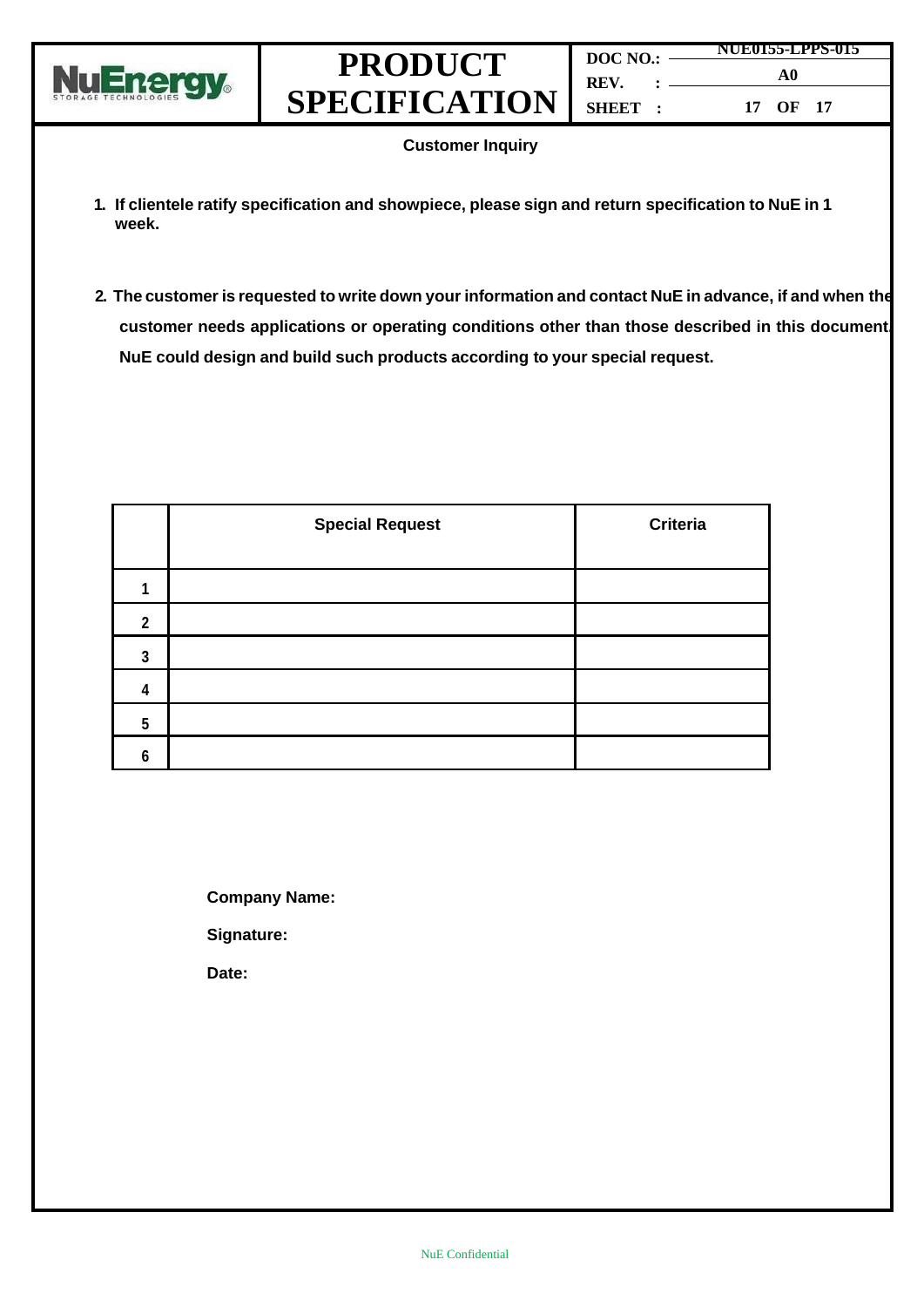## Customer Inquiry

1. **If clientele ratify specification and showpiece, please sign and return specification to NuE in 1 week.**

2. **The customer is requested to write down your information and contact NuE in advance, if and when the customer needs applications or operating conditions other than those described in this document. NuE could design and build such products according to your special request.**

| | Special Request | Criteria |
|---|---|---|
| 1 | | |
| 2 | | |
| 3 | | |
| 4 | | |
| 5 | | |
| 6 | | |

**Company Name:**

**Signature:**

**Date:**

NuE Confidential